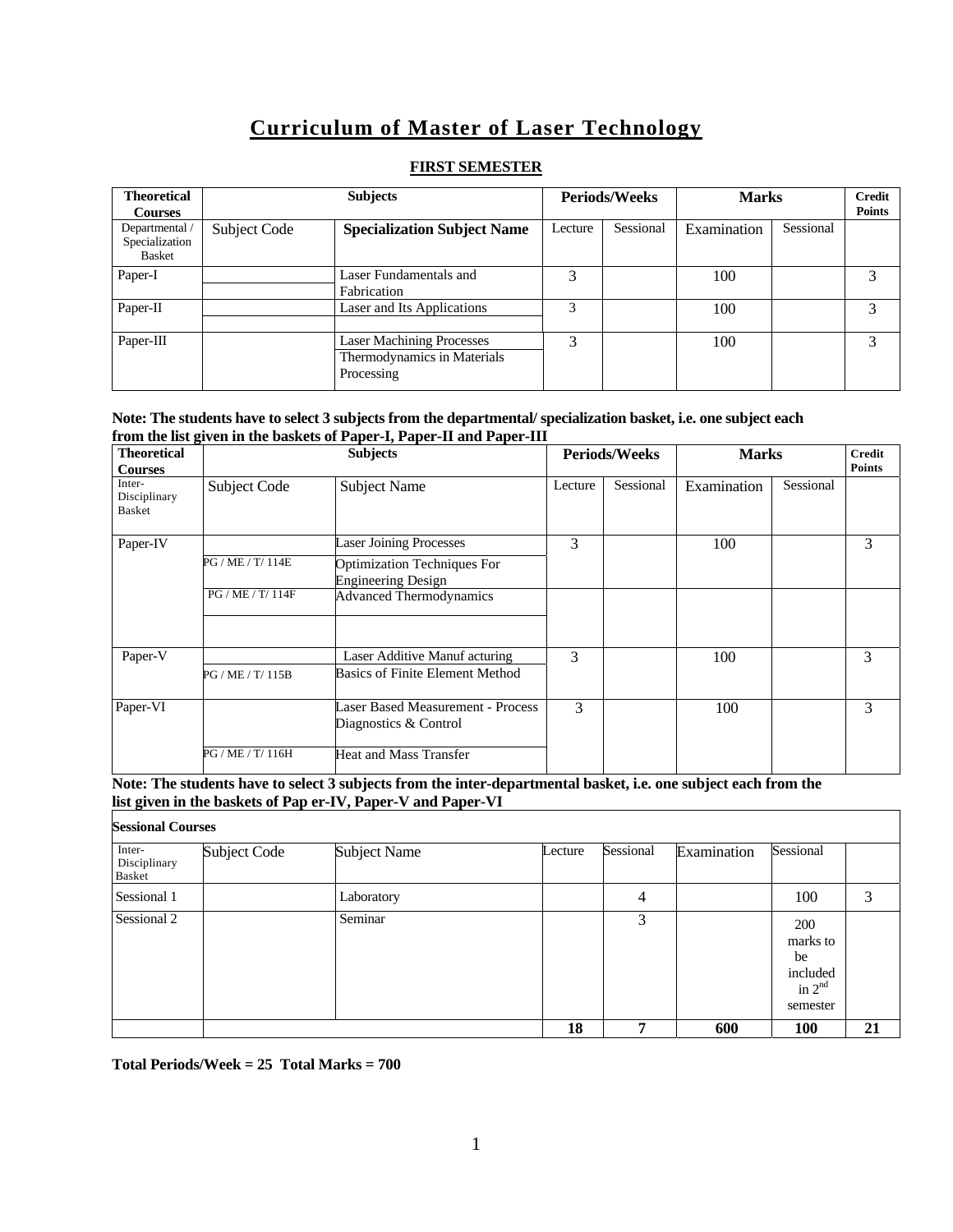# Curriculum of Master of Laser Technology

## FIRST SEMESTER

| Theoretical Courses | Subjects | | Periods/Weeks | | Marks | | Credit Points |
|---|---|---|---|---|---|---|---|
| Departmental / Specialization Basket | Subject Code | **Specialization Subject Name** | Lecture | Sessional | Examination | Sessional | |
| Paper-I | | Laser Fundamentals and Fabrication | 3 | | 100 | | 3 |
| Paper-II | | Laser and Its Applications | 3 | | 100 | | 3 |
| Paper-III | | Laser Machining Processes<br>Thermodynamics in Materials Processing | 3 | | 100 | | 3 |

**Note: The students have to select 3 subjects from the departmental/ specialization basket, i.e. one subject each from the list given in the baskets of Paper-I, Paper-II and Paper-III**

| Theoretical Courses | Subjects | | Periods/Weeks | | Marks | | Credit Points |
|---|---|---|---|---|---|---|---|
| Inter-Disciplinary Basket | Subject Code | Subject Name | Lecture | Sessional | Examination | Sessional | |
| Paper-IV | | Laser Joining Processes | 3 | | 100 | | 3 |
| | PG / ME / T/ 114E | Optimization Techniques For Engineering Design | | | | | |
| | PG / ME / T/ 114F | Advanced Thermodynamics | | | | | |
| Paper-V | | Laser Additive Manuf acturing | 3 | | 100 | | 3 |
| | PG / ME / T/ 115B | Basics of Finite Element Method | | | | | |
| Paper-VI | | Laser Based Measurement - Process Diagnostics & Control | 3 | | 100 | | 3 |
| | PG / ME / T/ 116H | Heat and Mass Transfer | | | | | |

**Note: The students have to select 3 subjects from the inter-departmental basket, i.e. one subject each from the list given in the baskets of Pap er-IV, Paper-V and Paper-VI**

| Sessional Courses | | | | | | | |
|---|---|---|---|---|---|---|---|
| Inter-Disciplinary Basket | Subject Code | Subject Name | Lecture | Sessional | Examination | Sessional | |
| Sessional 1 | | Laboratory | | 4 | | 100 | 3 |
| Sessional 2 | | Seminar | | 3 | | 200 marks to be included in $2^{nd}$ semester | |
| | | | **18** | **7** | **600** | **100** | **21** |

**Total Periods/Week = 25 Total Marks = 700**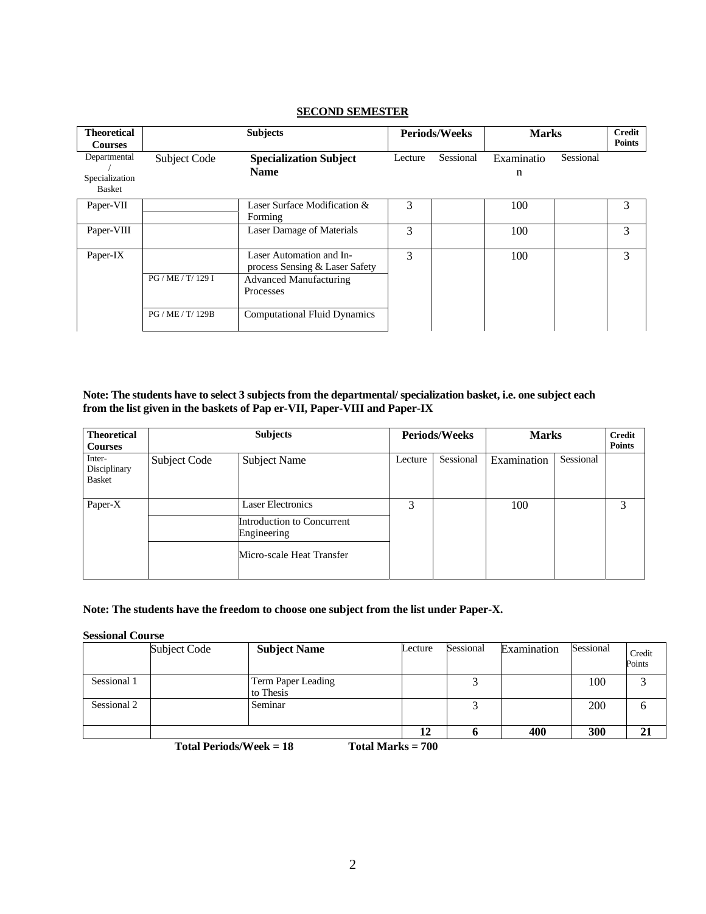## SECOND SEMESTER

| Theoretical Courses | Subjects | | Periods/Weeks | | Marks | | Credit Points |
|---|---|---|---|---|---|---|---|
| Departmental / Specialization Basket | Subject Code | **Specialization Subject Name** | Lecture | Sessional | Examination | Sessional | |
| Paper-VII | | Laser Surface Modification & Forming | 3 | | 100 | | 3 |
| Paper-VIII | | Laser Damage of Materials | 3 | | 100 | | 3 |
| Paper-IX | | Laser Automation and In-process Sensing & Laser Safety | 3 | | 100 | | 3 |
| | PG / ME / T/ 129 I | Advanced Manufacturing Processes | | | | | |
| | PG / ME / T/ 129B | Computational Fluid Dynamics | | | | | |

**Note: The students have to select 3 subjects from the departmental/ specialization basket, i.e. one subject each from the list given in the baskets of Pap er-VII, Paper-VIII and Paper-IX**

| Theoretical Courses | Subjects | | Periods/Weeks | | Marks | | Credit Points |
|---|---|---|---|---|---|---|---|
| Inter-Disciplinary Basket | Subject Code | Subject Name | Lecture | Sessional | Examination | Sessional | |
| Paper-X | | Laser Electronics | 3 | | 100 | | 3 |
| | | Introduction to Concurrent Engineering | | | | | |
| | | Micro-scale Heat Transfer | | | | | |

**Note: The students have the freedom to choose one subject from the list under Paper-X.**

**Sessional Course**

| | Subject Code | **Subject Name** | Lecture | Sessional | Examination | Sessional | Credit Points |
|---|---|---|---|---|---|---|---|
| Sessional 1 | | Term Paper Leading to Thesis | | 3 | | 100 | 3 |
| Sessional 2 | | Seminar | | 3 | | 200 | 6 |
| | | | **12** | **6** | **400** | **300** | **21** |

**Total Periods/Week = 18** **Total Marks = 700**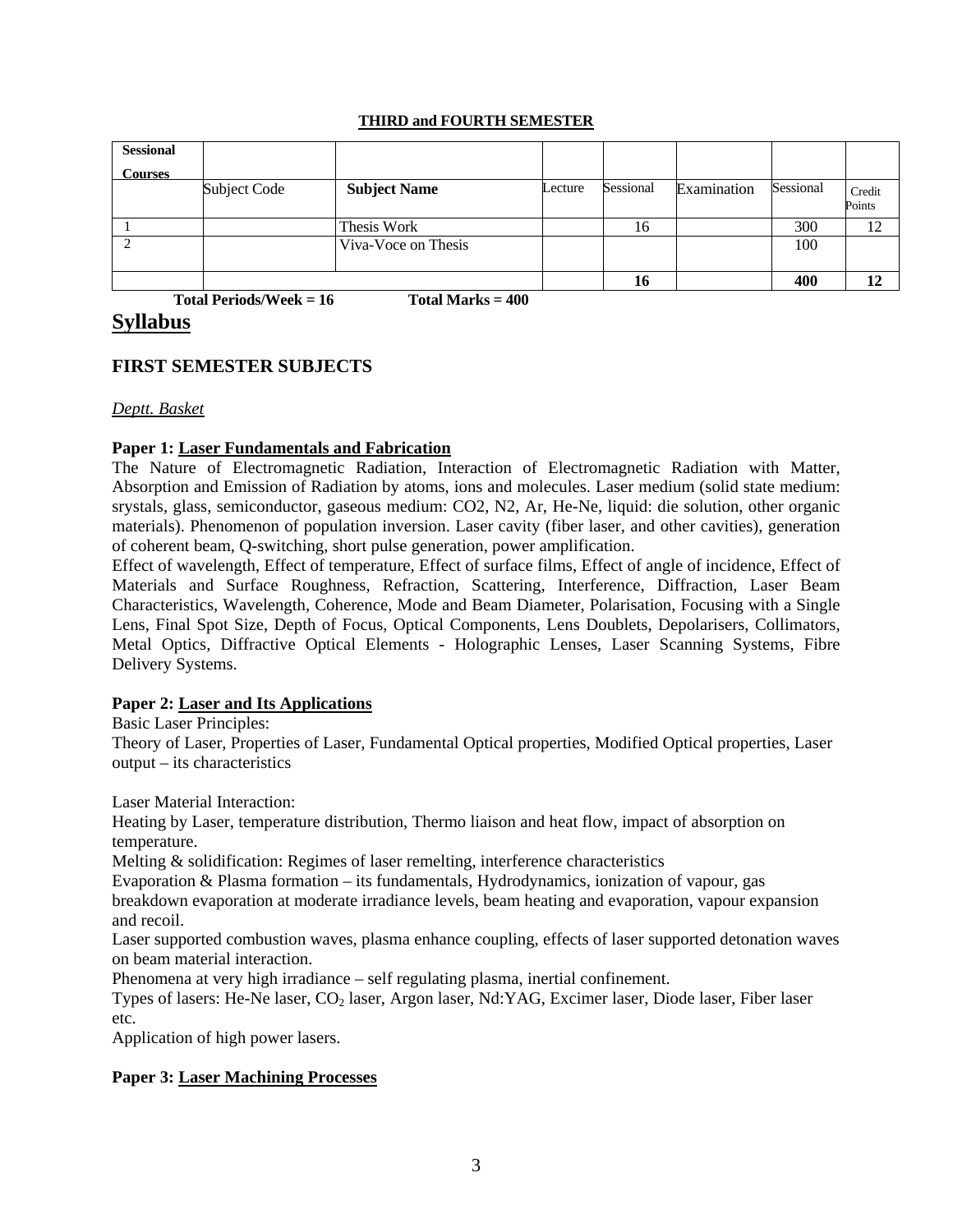**THIRD and FOURTH SEMESTER**

| Sessional Courses | | | | | | | |
|---|---|---|---|---|---|---|---|
| | Subject Code | **Subject Name** | Lecture | Sessional | Examination | Sessional | Credit Points |
| 1 | | Thesis Work | | 16 | | 300 | 12 |
| 2 | | Viva-Voce on Thesis | | | | 100 | |
| | | | | **16** | | **400** | **12** |

**Total Periods/Week = 16** **Total Marks = 400**

# Syllabus

## FIRST SEMESTER SUBJECTS

*Deptt. Basket*

### Paper 1: Laser Fundamentals and Fabrication

The Nature of Electromagnetic Radiation, Interaction of Electromagnetic Radiation with Matter, Absorption and Emission of Radiation by atoms, ions and molecules. Laser medium (solid state medium: srystals, glass, semiconductor, gaseous medium: CO2, N2, Ar, He-Ne, liquid: die solution, other organic materials). Phenomenon of population inversion. Laser cavity (fiber laser, and other cavities), generation of coherent beam, Q-switching, short pulse generation, power amplification.

Effect of wavelength, Effect of temperature, Effect of surface films, Effect of angle of incidence, Effect of Materials and Surface Roughness, Refraction, Scattering, Interference, Diffraction, Laser Beam Characteristics, Wavelength, Coherence, Mode and Beam Diameter, Polarisation, Focusing with a Single Lens, Final Spot Size, Depth of Focus, Optical Components, Lens Doublets, Depolarisers, Collimators, Metal Optics, Diffractive Optical Elements - Holographic Lenses, Laser Scanning Systems, Fibre Delivery Systems.

### Paper 2: Laser and Its Applications

Basic Laser Principles:

Theory of Laser, Properties of Laser, Fundamental Optical properties, Modified Optical properties, Laser output – its characteristics

Laser Material Interaction:

Heating by Laser, temperature distribution, Thermo liaison and heat flow, impact of absorption on temperature.

Melting & solidification: Regimes of laser remelting, interference characteristics

Evaporation & Plasma formation – its fundamentals, Hydrodynamics, ionization of vapour, gas breakdown evaporation at moderate irradiance levels, beam heating and evaporation, vapour expansion and recoil.

Laser supported combustion waves, plasma enhance coupling, effects of laser supported detonation waves on beam material interaction.

Phenomena at very high irradiance – self regulating plasma, inertial confinement.

Types of lasers: He-Ne laser, $CO_2$ laser, Argon laser, Nd:YAG, Excimer laser, Diode laser, Fiber laser etc.

Application of high power lasers.

### Paper 3: Laser Machining Processes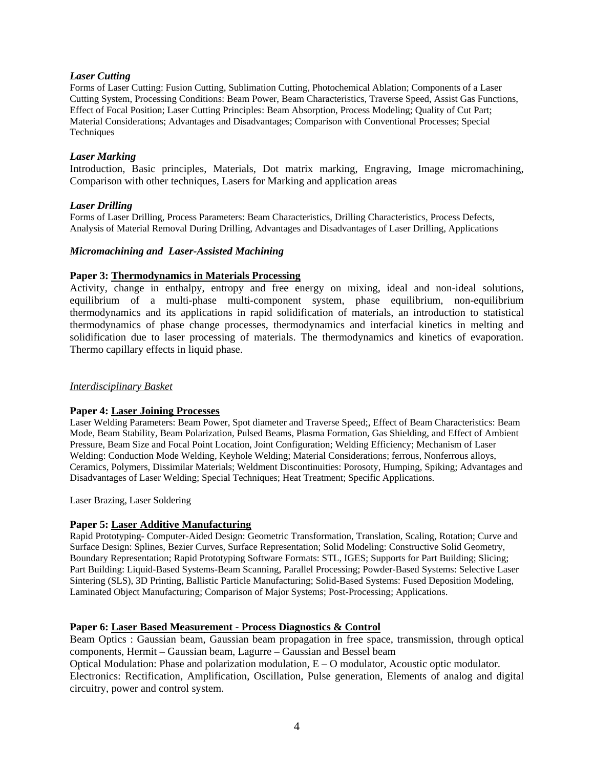### *Laser Cutting*

Forms of Laser Cutting: Fusion Cutting, Sublimation Cutting, Photochemical Ablation; Components of a Laser Cutting System, Processing Conditions: Beam Power, Beam Characteristics, Traverse Speed, Assist Gas Functions, Effect of Focal Position; Laser Cutting Principles: Beam Absorption, Process Modeling; Quality of Cut Part; Material Considerations; Advantages and Disadvantages; Comparison with Conventional Processes; Special Techniques

### *Laser Marking*

Introduction, Basic principles, Materials, Dot matrix marking, Engraving, Image micromachining, Comparison with other techniques, Lasers for Marking and application areas

### *Laser Drilling*

Forms of Laser Drilling, Process Parameters: Beam Characteristics, Drilling Characteristics, Process Defects, Analysis of Material Removal During Drilling, Advantages and Disadvantages of Laser Drilling, Applications

### *Micromachining and Laser-Assisted Machining*

## Paper 3: Thermodynamics in Materials Processing

Activity, change in enthalpy, entropy and free energy on mixing, ideal and non-ideal solutions, equilibrium of a multi-phase multi-component system, phase equilibrium, non-equilibrium thermodynamics and its applications in rapid solidification of materials, an introduction to statistical thermodynamics of phase change processes, thermodynamics and interfacial kinetics in melting and solidification due to laser processing of materials. The thermodynamics and kinetics of evaporation. Thermo capillary effects in liquid phase.

*Interdisciplinary Basket*

## Paper 4: Laser Joining Processes

Laser Welding Parameters: Beam Power, Spot diameter and Traverse Speed;, Effect of Beam Characteristics: Beam Mode, Beam Stability, Beam Polarization, Pulsed Beams, Plasma Formation, Gas Shielding, and Effect of Ambient Pressure, Beam Size and Focal Point Location, Joint Configuration; Welding Efficiency; Mechanism of Laser Welding: Conduction Mode Welding, Keyhole Welding; Material Considerations; ferrous, Nonferrous alloys, Ceramics, Polymers, Dissimilar Materials; Weldment Discontinuities: Porosoty, Humping, Spiking; Advantages and Disadvantages of Laser Welding; Special Techniques; Heat Treatment; Specific Applications.

Laser Brazing, Laser Soldering

## Paper 5: Laser Additive Manufacturing

Rapid Prototyping- Computer-Aided Design: Geometric Transformation, Translation, Scaling, Rotation; Curve and Surface Design: Splines, Bezier Curves, Surface Representation; Solid Modeling: Constructive Solid Geometry, Boundary Representation; Rapid Prototyping Software Formats: STL, IGES; Supports for Part Building; Slicing; Part Building: Liquid-Based Systems-Beam Scanning, Parallel Processing; Powder-Based Systems: Selective Laser Sintering (SLS), 3D Printing, Ballistic Particle Manufacturing; Solid-Based Systems: Fused Deposition Modeling, Laminated Object Manufacturing; Comparison of Major Systems; Post-Processing; Applications.

## Paper 6: Laser Based Measurement - Process Diagnostics & Control

Beam Optics : Gaussian beam, Gaussian beam propagation in free space, transmission, through optical components, Hermit – Gaussian beam, Lagurre – Gaussian and Bessel beam

Optical Modulation: Phase and polarization modulation, E – O modulator, Acoustic optic modulator.

Electronics: Rectification, Amplification, Oscillation, Pulse generation, Elements of analog and digital circuitry, power and control system.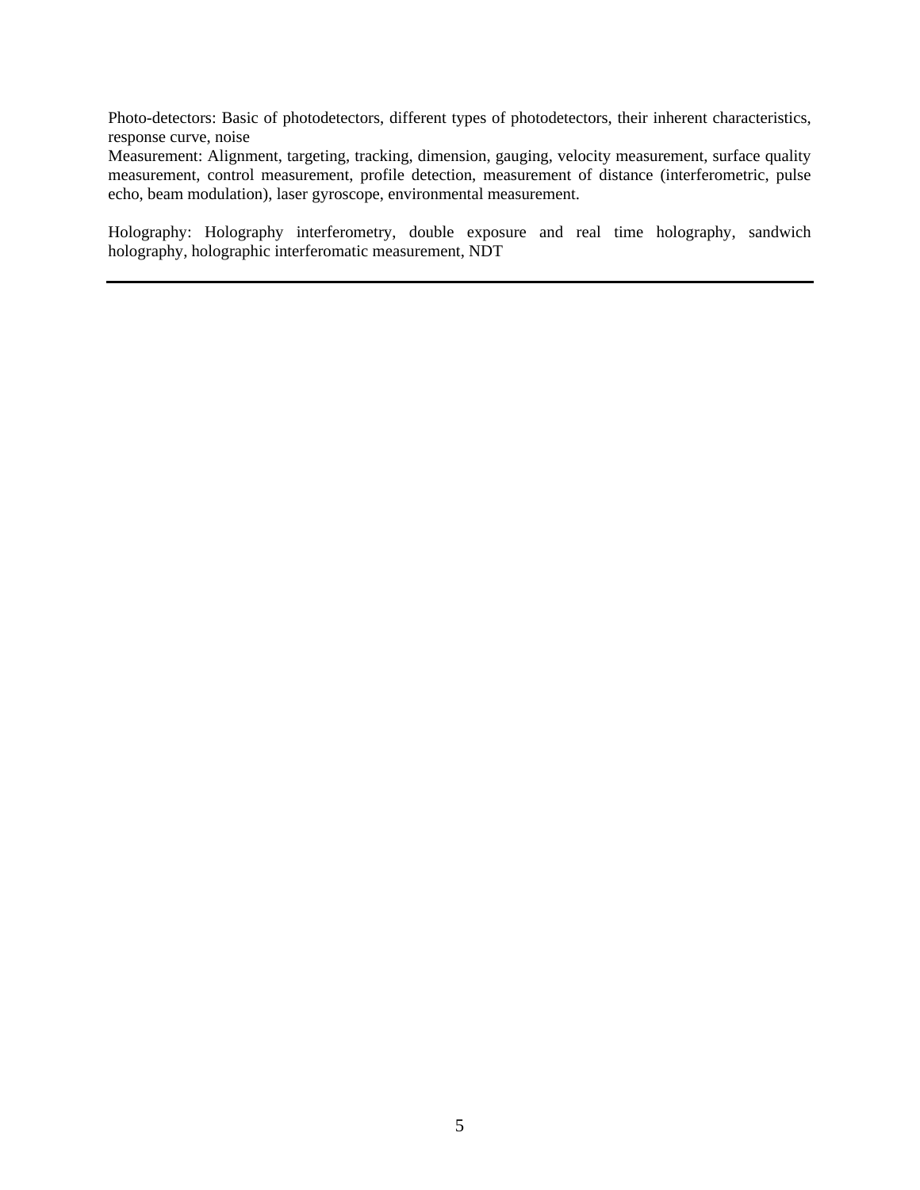Photo-detectors: Basic of photodetectors, different types of photodetectors, their inherent characteristics, response curve, noise

Measurement: Alignment, targeting, tracking, dimension, gauging, velocity measurement, surface quality measurement, control measurement, profile detection, measurement of distance (interferometric, pulse echo, beam modulation), laser gyroscope, environmental measurement.

Holography: Holography interferometry, double exposure and real time holography, sandwich holography, holographic interferomatic measurement, NDT

---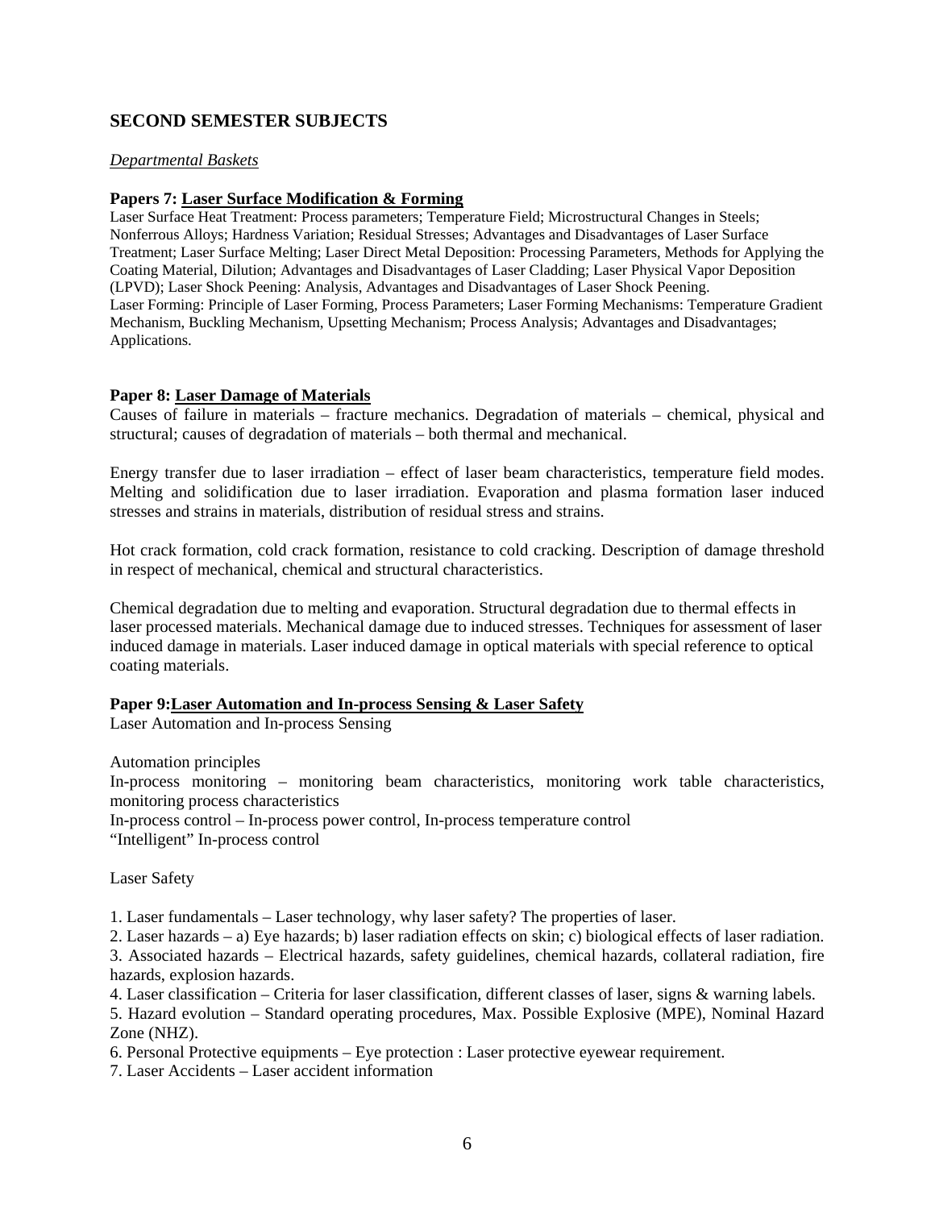## SECOND SEMESTER SUBJECTS

*Departmental Baskets*

**Papers 7: Laser Surface Modification & Forming**

Laser Surface Heat Treatment: Process parameters; Temperature Field; Microstructural Changes in Steels; Nonferrous Alloys; Hardness Variation; Residual Stresses; Advantages and Disadvantages of Laser Surface Treatment; Laser Surface Melting; Laser Direct Metal Deposition: Processing Parameters, Methods for Applying the Coating Material, Dilution; Advantages and Disadvantages of Laser Cladding; Laser Physical Vapor Deposition (LPVD); Laser Shock Peening: Analysis, Advantages and Disadvantages of Laser Shock Peening.
Laser Forming: Principle of Laser Forming, Process Parameters; Laser Forming Mechanisms: Temperature Gradient Mechanism, Buckling Mechanism, Upsetting Mechanism; Process Analysis; Advantages and Disadvantages; Applications.

**Paper 8: Laser Damage of Materials**

Causes of failure in materials – fracture mechanics. Degradation of materials – chemical, physical and structural; causes of degradation of materials – both thermal and mechanical.

Energy transfer due to laser irradiation – effect of laser beam characteristics, temperature field modes. Melting and solidification due to laser irradiation. Evaporation and plasma formation laser induced stresses and strains in materials, distribution of residual stress and strains.

Hot crack formation, cold crack formation, resistance to cold cracking. Description of damage threshold in respect of mechanical, chemical and structural characteristics.

Chemical degradation due to melting and evaporation. Structural degradation due to thermal effects in laser processed materials. Mechanical damage due to induced stresses. Techniques for assessment of laser induced damage in materials. Laser induced damage in optical materials with special reference to optical coating materials.

**Paper 9:Laser Automation and In-process Sensing & Laser Safety**

Laser Automation and In-process Sensing

Automation principles
In-process monitoring – monitoring beam characteristics, monitoring work table characteristics, monitoring process characteristics
In-process control – In-process power control, In-process temperature control
"Intelligent" In-process control

Laser Safety

1. Laser fundamentals – Laser technology, why laser safety? The properties of laser.
2. Laser hazards – a) Eye hazards; b) laser radiation effects on skin; c) biological effects of laser radiation.
3. Associated hazards – Electrical hazards, safety guidelines, chemical hazards, collateral radiation, fire hazards, explosion hazards.
4. Laser classification – Criteria for laser classification, different classes of laser, signs & warning labels.
5. Hazard evolution – Standard operating procedures, Max. Possible Explosive (MPE), Nominal Hazard Zone (NHZ).
6. Personal Protective equipments – Eye protection : Laser protective eyewear requirement.
7. Laser Accidents – Laser accident information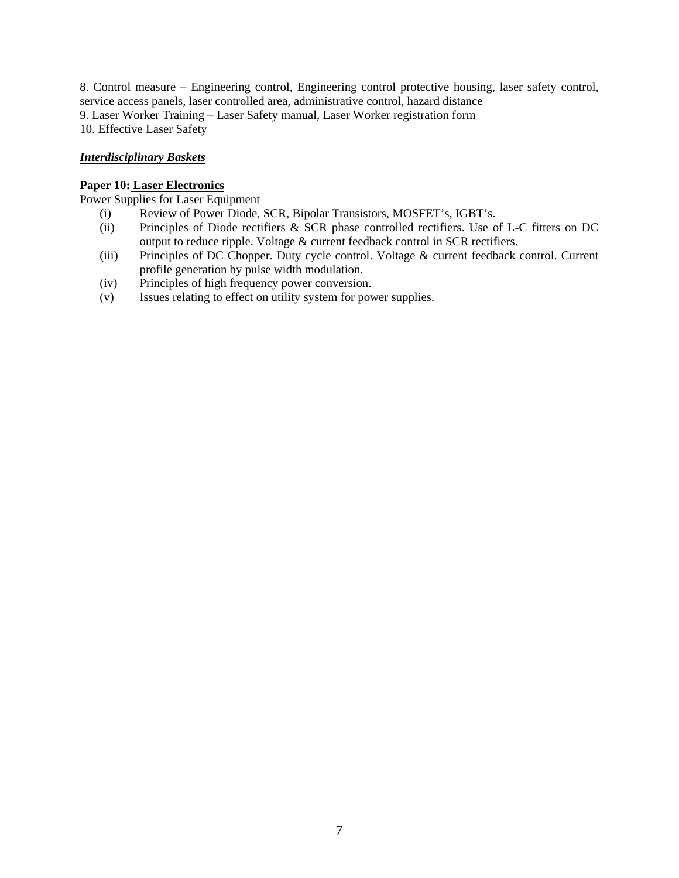8. Control measure – Engineering control, Engineering control protective housing, laser safety control, service access panels, laser controlled area, administrative control, hazard distance

9. Laser Worker Training – Laser Safety manual, Laser Worker registration form

10. Effective Laser Safety

***<u>Interdisciplinary Baskets</u>***

**Paper 10: <u>Laser Electronics</u>**

Power Supplies for Laser Equipment

- (i) Review of Power Diode, SCR, Bipolar Transistors, MOSFET's, IGBT's.
- (ii) Principles of Diode rectifiers & SCR phase controlled rectifiers. Use of L-C fitters on DC output to reduce ripple. Voltage & current feedback control in SCR rectifiers.
- (iii) Principles of DC Chopper. Duty cycle control. Voltage & current feedback control. Current profile generation by pulse width modulation.
- (iv) Principles of high frequency power conversion.
- (v) Issues relating to effect on utility system for power supplies.